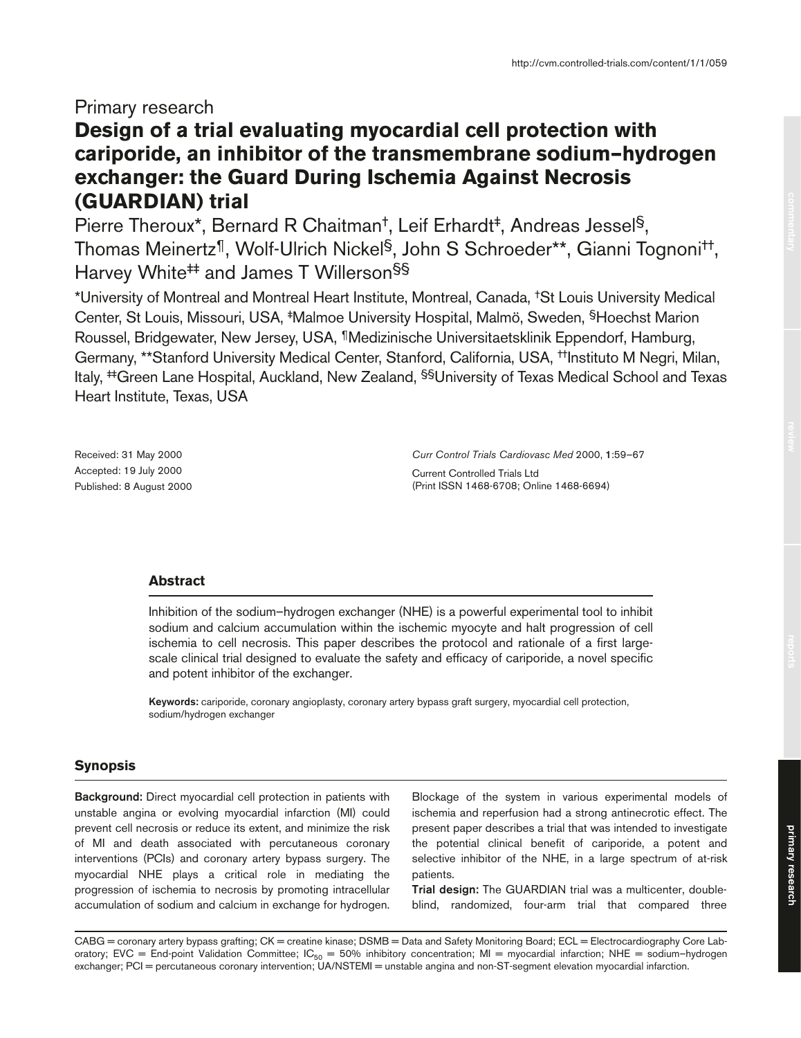Primary research

# Design of a trial evaluating myocardial cell protection with cariporide, an inhibitor of the transmembrane sodium–hydrogen exchanger: the Guard During Ischemia Against Necrosis (GUARDIAN) trial

Pierre Theroux*, Bernard R Chaitman†, Leif Erhardt‡, Andreas Jessel§, Thomas Meinertz¶, Wolf-Ulrich Nickel§, John S Schroeder**, Gianni Tognoni††, Harvey White‡‡ and James T Willerson§§

*University of Montreal and Montreal Heart Institute, Montreal, Canada, †St Louis University Medical Center, St Louis, Missouri, USA, ‡Malmoe University Hospital, Malmö, Sweden, §Hoechst Marion Roussel, Bridgewater, New Jersey, USA, ¶Medizinische Universitaetsklinik Eppendorf, Hamburg, Germany, **Stanford University Medical Center, Stanford, California, USA, ††Instituto M Negri, Milan, Italy, ‡‡Green Lane Hospital, Auckland, New Zealand, §§University of Texas Medical School and Texas Heart Institute, Texas, USA

Received: 31 May 2000
Accepted: 19 July 2000
Published: 8 August 2000

*Curr Control Trials Cardiovasc Med* 2000, **1**:59–67

Current Controlled Trials Ltd
(Print ISSN 1468-6708; Online 1468-6694)

## Abstract

Inhibition of the sodium–hydrogen exchanger (NHE) is a powerful experimental tool to inhibit sodium and calcium accumulation within the ischemic myocyte and halt progression of cell ischemia to cell necrosis. This paper describes the protocol and rationale of a first large-scale clinical trial designed to evaluate the safety and efficacy of cariporide, a novel specific and potent inhibitor of the exchanger.

**Keywords:** cariporide, coronary angioplasty, coronary artery bypass graft surgery, myocardial cell protection, sodium/hydrogen exchanger

## Synopsis

**Background:** Direct myocardial cell protection in patients with unstable angina or evolving myocardial infarction (MI) could prevent cell necrosis or reduce its extent, and minimize the risk of MI and death associated with percutaneous coronary interventions (PCIs) and coronary artery bypass surgery. The myocardial NHE plays a critical role in mediating the progression of ischemia to necrosis by promoting intracellular accumulation of sodium and calcium in exchange for hydrogen. Blockage of the system in various experimental models of ischemia and reperfusion had a strong antinecrotic effect. The present paper describes a trial that was intended to investigate the potential clinical benefit of cariporide, a potent and selective inhibitor of the NHE, in a large spectrum of at-risk patients.

**Trial design:** The GUARDIAN trial was a multicenter, double-blind, randomized, four-arm trial that compared three

CABG = coronary artery bypass grafting; CK = creatine kinase; DSMB = Data and Safety Monitoring Board; ECL = Electrocardiography Core Laboratory; EVC = End-point Validation Committee; $IC_{50}$ = 50% inhibitory concentration; MI = myocardial infarction; NHE = sodium–hydrogen exchanger; PCI = percutaneous coronary intervention; UA/NSTEMI = unstable angina and non-ST-segment elevation myocardial infarction.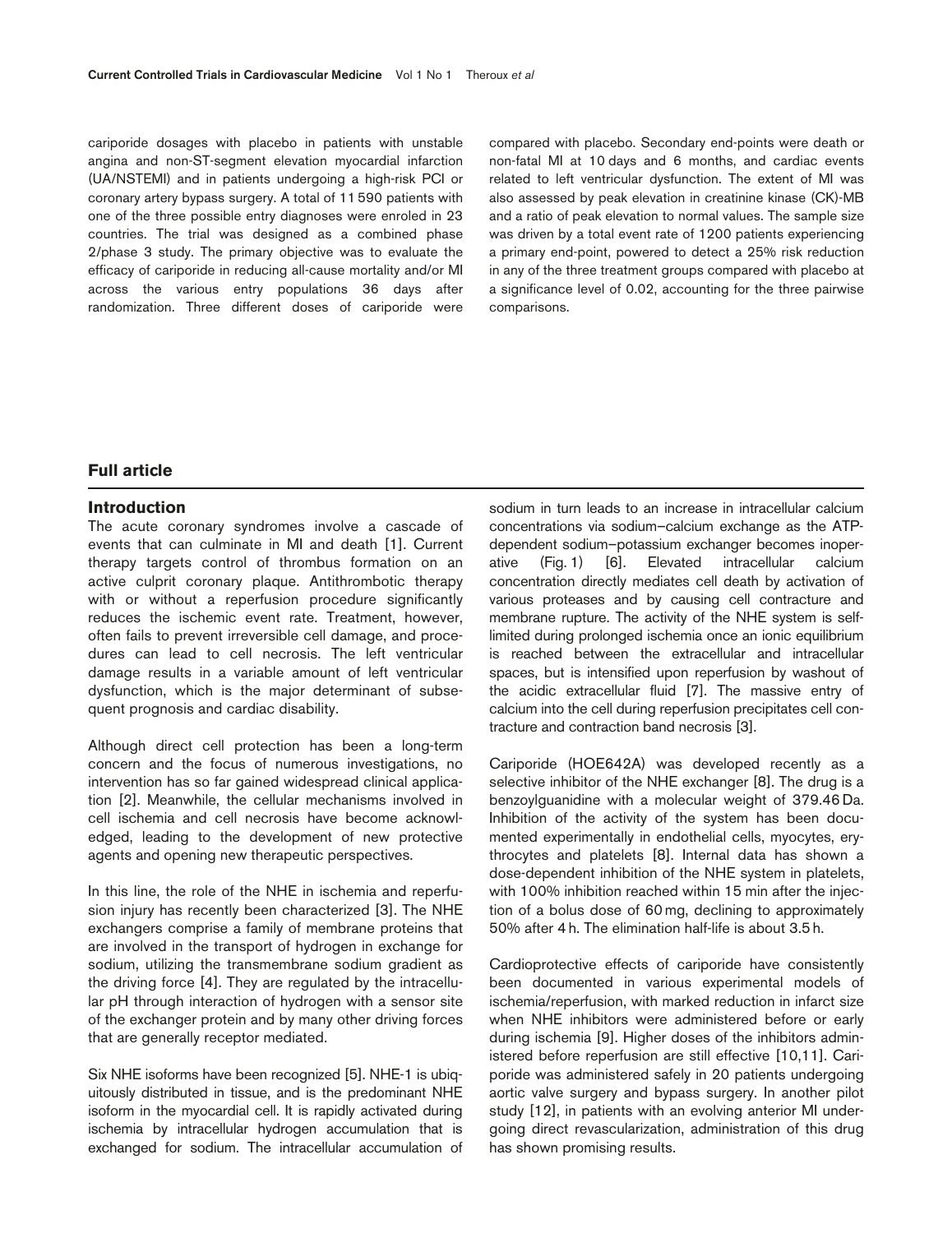cariporide dosages with placebo in patients with unstable angina and non-ST-segment elevation myocardial infarction (UA/NSTEMI) and in patients undergoing a high-risk PCI or coronary artery bypass surgery. A total of 11 590 patients with one of the three possible entry diagnoses were enroled in 23 countries. The trial was designed as a combined phase 2/phase 3 study. The primary objective was to evaluate the efficacy of cariporide in reducing all-cause mortality and/or MI across the various entry populations 36 days after randomization. Three different doses of cariporide were compared with placebo. Secondary end-points were death or non-fatal MI at 10 days and 6 months, and cardiac events related to left ventricular dysfunction. The extent of MI was also assessed by peak elevation in creatinine kinase (CK)-MB and a ratio of peak elevation to normal values. The sample size was driven by a total event rate of 1200 patients experiencing a primary end-point, powered to detect a 25% risk reduction in any of the three treatment groups compared with placebo at a significance level of 0.02, accounting for the three pairwise comparisons.

## Full article

### Introduction

The acute coronary syndromes involve a cascade of events that can culminate in MI and death [1]. Current therapy targets control of thrombus formation on an active culprit coronary plaque. Antithrombotic therapy with or without a reperfusion procedure significantly reduces the ischemic event rate. Treatment, however, often fails to prevent irreversible cell damage, and procedures can lead to cell necrosis. The left ventricular damage results in a variable amount of left ventricular dysfunction, which is the major determinant of subsequent prognosis and cardiac disability.

Although direct cell protection has been a long-term concern and the focus of numerous investigations, no intervention has so far gained widespread clinical application [2]. Meanwhile, the cellular mechanisms involved in cell ischemia and cell necrosis have become acknowledged, leading to the development of new protective agents and opening new therapeutic perspectives.

In this line, the role of the NHE in ischemia and reperfusion injury has recently been characterized [3]. The NHE exchangers comprise a family of membrane proteins that are involved in the transport of hydrogen in exchange for sodium, utilizing the transmembrane sodium gradient as the driving force [4]. They are regulated by the intracellular pH through interaction of hydrogen with a sensor site of the exchanger protein and by many other driving forces that are generally receptor mediated.

Six NHE isoforms have been recognized [5]. NHE-1 is ubiquitously distributed in tissue, and is the predominant NHE isoform in the myocardial cell. It is rapidly activated during ischemia by intracellular hydrogen accumulation that is exchanged for sodium. The intracellular accumulation of sodium in turn leads to an increase in intracellular calcium concentrations via sodium–calcium exchange as the ATP-dependent sodium–potassium exchanger becomes inoperative (Fig. 1) [6]. Elevated intracellular calcium concentration directly mediates cell death by activation of various proteases and by causing cell contracture and membrane rupture. The activity of the NHE system is self-limited during prolonged ischemia once an ionic equilibrium is reached between the extracellular and intracellular spaces, but is intensified upon reperfusion by washout of the acidic extracellular fluid [7]. The massive entry of calcium into the cell during reperfusion precipitates cell contracture and contraction band necrosis [3].

Cariporide (HOE642A) was developed recently as a selective inhibitor of the NHE exchanger [8]. The drug is a benzoylguanidine with a molecular weight of 379.46 Da. Inhibition of the activity of the system has been documented experimentally in endothelial cells, myocytes, erythrocytes and platelets [8]. Internal data has shown a dose-dependent inhibition of the NHE system in platelets, with 100% inhibition reached within 15 min after the injection of a bolus dose of 60 mg, declining to approximately 50% after 4 h. The elimination half-life is about 3.5 h.

Cardioprotective effects of cariporide have consistently been documented in various experimental models of ischemia/reperfusion, with marked reduction in infarct size when NHE inhibitors were administered before or early during ischemia [9]. Higher doses of the inhibitors administered before reperfusion are still effective [10,11]. Cariporide was administered safely in 20 patients undergoing aortic valve surgery and bypass surgery. In another pilot study [12], in patients with an evolving anterior MI undergoing direct revascularization, administration of this drug has shown promising results.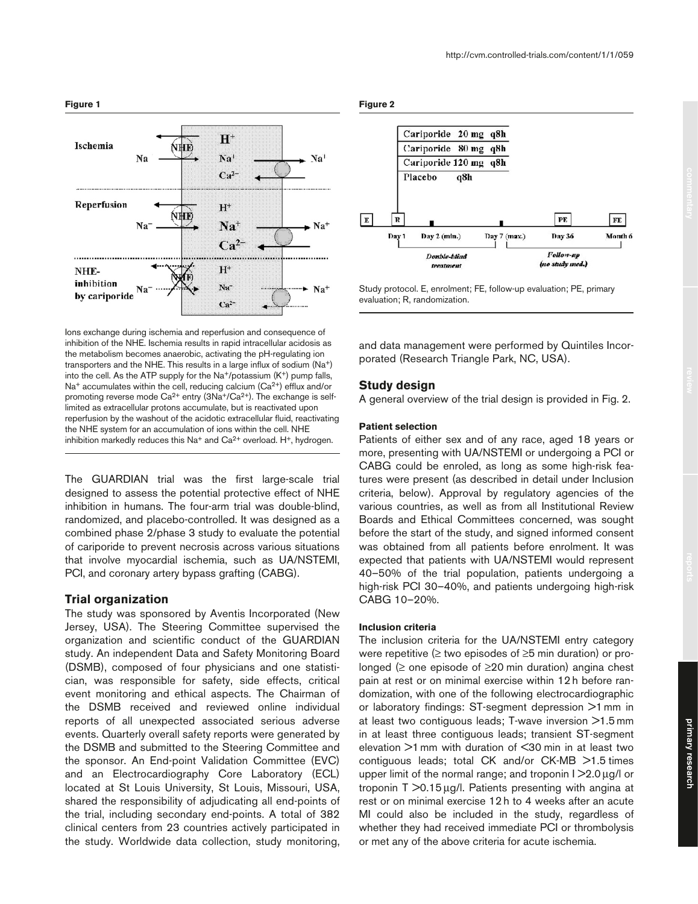**Figure 1**

Ions exchange during ischemia and reperfusion and consequence of inhibition of the NHE. Ischemia results in rapid intracellular acidosis as the metabolism becomes anaerobic, activating the pH-regulating ion transporters and the NHE. This results in a large influx of sodium ($Na^+$) into the cell. As the ATP supply for the $Na^+$/potassium ($K^+$) pump falls, $Na^+$ accumulates within the cell, reducing calcium ($Ca^{2+}$) efflux and/or promoting reverse mode $Ca^{2+}$ entry ($3Na^+/Ca^{2+}$). The exchange is self-limited as extracellular protons accumulate, but is reactivated upon reperfusion by the washout of the acidotic extracellular fluid, reactivating the NHE system for an accumulation of ions within the cell. NHE inhibition markedly reduces this $Na^+$ and $Ca^{2+}$ overload. $H^+$, hydrogen.

The GUARDIAN trial was the first large-scale trial designed to assess the potential protective effect of NHE inhibition in humans. The four-arm trial was double-blind, randomized, and placebo-controlled. It was designed as a combined phase 2/phase 3 study to evaluate the potential of cariporide to prevent necrosis across various situations that involve myocardial ischemia, such as UA/NSTEMI, PCI, and coronary artery bypass grafting (CABG).

## Trial organization

The study was sponsored by Aventis Incorporated (New Jersey, USA). The Steering Committee supervised the organization and scientific conduct of the GUARDIAN study. An independent Data and Safety Monitoring Board (DSMB), composed of four physicians and one statistician, was responsible for safety, side effects, critical event monitoring and ethical aspects. The Chairman of the DSMB received and reviewed online individual reports of all unexpected associated serious adverse events. Quarterly overall safety reports were generated by the DSMB and submitted to the Steering Committee and the sponsor. An End-point Validation Committee (EVC) and an Electrocardiography Core Laboratory (ECL) located at St Louis University, St Louis, Missouri, USA, shared the responsibility of adjudicating all end-points of the trial, including secondary end-points. A total of 382 clinical centers from 23 countries actively participated in the study. Worldwide data collection, study monitoring, and data management were performed by Quintiles Incorporated (Research Triangle Park, NC, USA).

**Figure 2**

Study protocol. E, enrolment; FE, follow-up evaluation; PE, primary evaluation; R, randomization.

## Study design

A general overview of the trial design is provided in Fig. 2.

### Patient selection

Patients of either sex and of any race, aged 18 years or more, presenting with UA/NSTEMI or undergoing a PCI or CABG could be enroled, as long as some high-risk features were present (as described in detail under Inclusion criteria, below). Approval by regulatory agencies of the various countries, as well as from all Institutional Review Boards and Ethical Committees concerned, was sought before the start of the study, and signed informed consent was obtained from all patients before enrolment. It was expected that patients with UA/NSTEMI would represent 40–50% of the trial population, patients undergoing a high-risk PCI 30–40%, and patients undergoing high-risk CABG 10–20%.

### Inclusion criteria

The inclusion criteria for the UA/NSTEMI entry category were repetitive ($\geq$ two episodes of $\geq$5 min duration) or prolonged ($\geq$ one episode of $\geq$20 min duration) angina chest pain at rest or on minimal exercise within 12 h before randomization, with one of the following electrocardiographic or laboratory findings: ST-segment depression >1 mm in at least two contiguous leads; T-wave inversion >1.5 mm in at least three contiguous leads; transient ST-segment elevation >1 mm with duration of <30 min in at least two contiguous leads; total CK and/or CK-MB >1.5 times upper limit of the normal range; and troponin I >2.0 µg/l or troponin T >0.15 µg/l. Patients presenting with angina at rest or on minimal exercise 12 h to 4 weeks after an acute MI could also be included in the study, regardless of whether they had received immediate PCI or thrombolysis or met any of the above criteria for acute ischemia.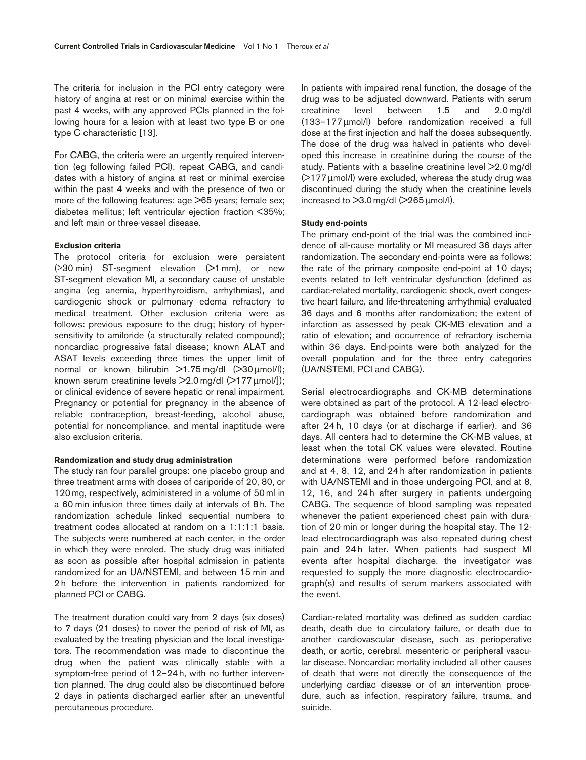The criteria for inclusion in the PCI entry category were history of angina at rest or on minimal exercise within the past 4 weeks, with any approved PCIs planned in the following hours for a lesion with at least two type B or one type C characteristic [13].

For CABG, the criteria were an urgently required intervention (eg following failed PCI), repeat CABG, and candidates with a history of angina at rest or minimal exercise within the past 4 weeks and with the presence of two or more of the following features: age >65 years; female sex; diabetes mellitus; left ventricular ejection fraction <35%; and left main or three-vessel disease.

#### Exclusion criteria

The protocol criteria for exclusion were persistent (≥30 min) ST-segment elevation (>1 mm), or new ST-segment elevation MI, a secondary cause of unstable angina (eg anemia, hyperthyroidism, arrhythmias), and cardiogenic shock or pulmonary edema refractory to medical treatment. Other exclusion criteria were as follows: previous exposure to the drug; history of hypersensitivity to amiloride (a structurally related compound); noncardiac progressive fatal disease; known ALAT and ASAT levels exceeding three times the upper limit of normal or known bilirubin >1.75 mg/dl (>30 μmol/l); known serum creatinine levels >2.0 mg/dl (>177 μmol/]); or clinical evidence of severe hepatic or renal impairment. Pregnancy or potential for pregnancy in the absence of reliable contraception, breast-feeding, alcohol abuse, potential for noncompliance, and mental inaptitude were also exclusion criteria.

#### Randomization and study drug administration

The study ran four parallel groups: one placebo group and three treatment arms with doses of cariporide of 20, 80, or 120 mg, respectively, administered in a volume of 50 ml in a 60 min infusion three times daily at intervals of 8 h. The randomization schedule linked sequential numbers to treatment codes allocated at random on a 1:1:1:1 basis. The subjects were numbered at each center, in the order in which they were enroled. The study drug was initiated as soon as possible after hospital admission in patients randomized for an UA/NSTEMI, and between 15 min and 2 h before the intervention in patients randomized for planned PCI or CABG.

The treatment duration could vary from 2 days (six doses) to 7 days (21 doses) to cover the period of risk of MI, as evaluated by the treating physician and the local investigators. The recommendation was made to discontinue the drug when the patient was clinically stable with a symptom-free period of 12–24 h, with no further intervention planned. The drug could also be discontinued before 2 days in patients discharged earlier after an uneventful percutaneous procedure.

In patients with impaired renal function, the dosage of the drug was to be adjusted downward. Patients with serum creatinine level between 1.5 and 2.0 mg/dl (133–177 μmol/l) before randomization received a full dose at the first injection and half the doses subsequently. The dose of the drug was halved in patients who developed this increase in creatinine during the course of the study. Patients with a baseline creatinine level >2.0 mg/dl (>177 μmol/l) were excluded, whereas the study drug was discontinued during the study when the creatinine levels increased to >3.0 mg/dl (>265 μmol/l).

#### Study end-points

The primary end-point of the trial was the combined incidence of all-cause mortality or MI measured 36 days after randomization. The secondary end-points were as follows: the rate of the primary composite end-point at 10 days; events related to left ventricular dysfunction (defined as cardiac-related mortality, cardiogenic shock, overt congestive heart failure, and life-threatening arrhythmia) evaluated 36 days and 6 months after randomization; the extent of infarction as assessed by peak CK-MB elevation and a ratio of elevation; and occurrence of refractory ischemia within 36 days. End-points were both analyzed for the overall population and for the three entry categories (UA/NSTEMI, PCI and CABG).

Serial electrocardiographs and CK-MB determinations were obtained as part of the protocol. A 12-lead electrocardiograph was obtained before randomization and after 24 h, 10 days (or at discharge if earlier), and 36 days. All centers had to determine the CK-MB values, at least when the total CK values were elevated. Routine determinations were performed before randomization and at 4, 8, 12, and 24 h after randomization in patients with UA/NSTEMI and in those undergoing PCI, and at 8, 12, 16, and 24 h after surgery in patients undergoing CABG. The sequence of blood sampling was repeated whenever the patient experienced chest pain with duration of 20 min or longer during the hospital stay. The 12-lead electrocardiograph was also repeated during chest pain and 24 h later. When patients had suspect MI events after hospital discharge, the investigator was requested to supply the more diagnostic electrocardiograph(s) and results of serum markers associated with the event.

Cardiac-related mortality was defined as sudden cardiac death, death due to circulatory failure, or death due to another cardiovascular disease, such as perioperative death, or aortic, cerebral, mesenteric or peripheral vascular disease. Noncardiac mortality included all other causes of death that were not directly the consequence of the underlying cardiac disease or of an intervention procedure, such as infection, respiratory failure, trauma, and suicide.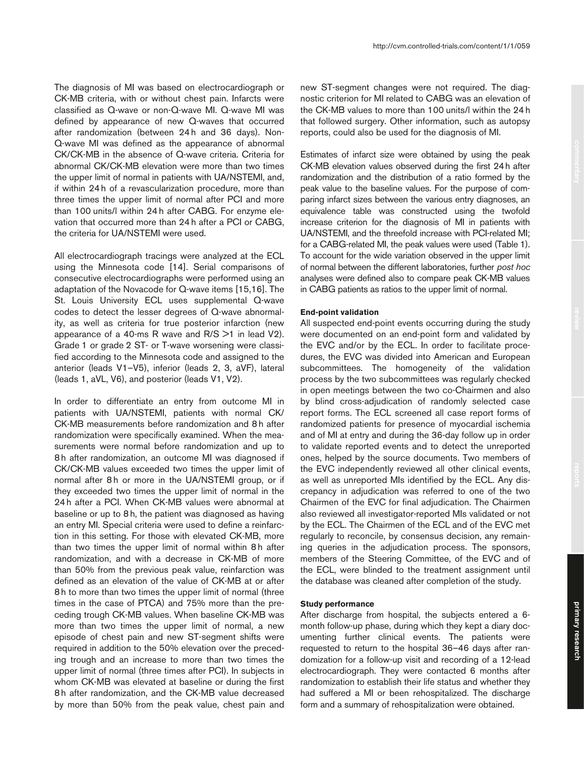The diagnosis of MI was based on electrocardiograph or CK-MB criteria, with or without chest pain. Infarcts were classified as Q-wave or non-Q-wave MI. Q-wave MI was defined by appearance of new Q-waves that occurred after randomization (between 24 h and 36 days). Non-Q-wave MI was defined as the appearance of abnormal CK/CK-MB in the absence of Q-wave criteria. Criteria for abnormal CK/CK-MB elevation were more than two times the upper limit of normal in patients with UA/NSTEMI, and, if within 24 h of a revascularization procedure, more than three times the upper limit of normal after PCI and more than 100 units/l within 24 h after CABG. For enzyme elevation that occurred more than 24 h after a PCI or CABG, the criteria for UA/NSTEMI were used.

All electrocardiograph tracings were analyzed at the ECL using the Minnesota code [14]. Serial comparisons of consecutive electrocardiographs were performed using an adaptation of the Novacode for Q-wave items [15,16]. The St. Louis University ECL uses supplemental Q-wave codes to detect the lesser degrees of Q-wave abnormality, as well as criteria for true posterior infarction (new appearance of a 40-ms R wave and R/S >1 in lead V2). Grade 1 or grade 2 ST- or T-wave worsening were classified according to the Minnesota code and assigned to the anterior (leads V1–V5), inferior (leads 2, 3, aVF), lateral (leads 1, aVL, V6), and posterior (leads V1, V2).

In order to differentiate an entry from outcome MI in patients with UA/NSTEMI, patients with normal CK/CK-MB measurements before randomization and 8 h after randomization were specifically examined. When the measurements were normal before randomization and up to 8 h after randomization, an outcome MI was diagnosed if CK/CK-MB values exceeded two times the upper limit of normal after 8 h or more in the UA/NSTEMI group, or if they exceeded two times the upper limit of normal in the 24 h after a PCI. When CK-MB values were abnormal at baseline or up to 8 h, the patient was diagnosed as having an entry MI. Special criteria were used to define a reinfarction in this setting. For those with elevated CK-MB, more than two times the upper limit of normal within 8 h after randomization, and with a decrease in CK-MB of more than 50% from the previous peak value, reinfarction was defined as an elevation of the value of CK-MB at or after 8 h to more than two times the upper limit of normal (three times in the case of PTCA) and 75% more than the preceding trough CK-MB values. When baseline CK-MB was more than two times the upper limit of normal, a new episode of chest pain and new ST-segment shifts were required in addition to the 50% elevation over the preceding trough and an increase to more than two times the upper limit of normal (three times after PCI). In subjects in whom CK-MB was elevated at baseline or during the first 8 h after randomization, and the CK-MB value decreased by more than 50% from the peak value, chest pain and new ST-segment changes were not required. The diagnostic criterion for MI related to CABG was an elevation of the CK-MB values to more than 100 units/l within the 24 h that followed surgery. Other information, such as autopsy reports, could also be used for the diagnosis of MI.

Estimates of infarct size were obtained by using the peak CK-MB elevation values observed during the first 24 h after randomization and the distribution of a ratio formed by the peak value to the baseline values. For the purpose of comparing infarct sizes between the various entry diagnoses, an equivalence table was constructed using the twofold increase criterion for the diagnosis of MI in patients with UA/NSTEMI, and the threefold increase with PCI-related MI; for a CABG-related MI, the peak values were used (Table 1). To account for the wide variation observed in the upper limit of normal between the different laboratories, further *post hoc* analyses were defined also to compare peak CK-MB values in CABG patients as ratios to the upper limit of normal.

**End-point validation**

All suspected end-point events occurring during the study were documented on an end-point form and validated by the EVC and/or by the ECL. In order to facilitate procedures, the EVC was divided into American and European subcommittees. The homogeneity of the validation process by the two subcommittees was regularly checked in open meetings between the two co-Chairmen and also by blind cross-adjudication of randomly selected case report forms. The ECL screened all case report forms of randomized patients for presence of myocardial ischemia and of MI at entry and during the 36-day follow up in order to validate reported events and to detect the unreported ones, helped by the source documents. Two members of the EVC independently reviewed all other clinical events, as well as unreported MIs identified by the ECL. Any discrepancy in adjudication was referred to one of the two Chairmen of the EVC for final adjudication. The Chairmen also reviewed all investigator-reported MIs validated or not by the ECL. The Chairmen of the ECL and of the EVC met regularly to reconcile, by consensus decision, any remaining queries in the adjudication process. The sponsors, members of the Steering Committee, of the EVC and of the ECL, were blinded to the treatment assignment until the database was cleaned after completion of the study.

**Study performance**

After discharge from hospital, the subjects entered a 6-month follow-up phase, during which they kept a diary documenting further clinical events. The patients were requested to return to the hospital 36–46 days after randomization for a follow-up visit and recording of a 12-lead electrocardiograph. They were contacted 6 months after randomization to establish their life status and whether they had suffered a MI or been rehospitalized. The discharge form and a summary of rehospitalization were obtained.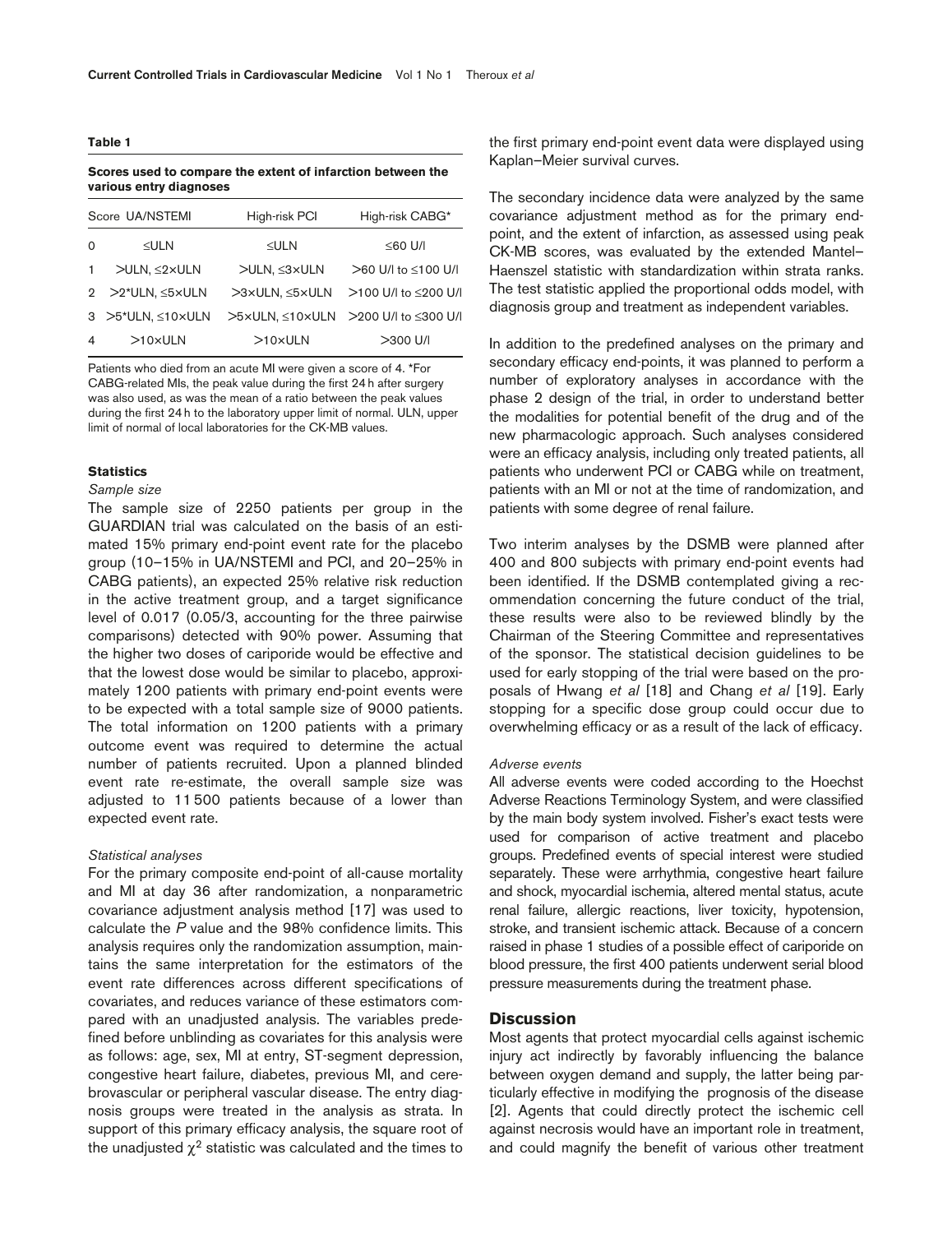**Table 1**

**Scores used to compare the extent of infarction between the various entry diagnoses**

| Score | UA/NSTEMI | High-risk PCI | High-risk CABG* |
|---|---|---|---|
| 0 | ≤ULN | ≤ULN | ≤60 U/l |
| 1 | >ULN, ≤2×ULN | >ULN, ≤3×ULN | >60 U/l to ≤100 U/l |
| 2 | >2*ULN, ≤5×ULN | >3×ULN, ≤5×ULN | >100 U/l to ≤200 U/l |
| 3 | >5*ULN, ≤10×ULN | >5×ULN, ≤10×ULN | >200 U/l to ≤300 U/l |
| 4 | >10×ULN | >10×ULN | >300 U/l |

Patients who died from an acute MI were given a score of 4. *For CABG-related MIs, the peak value during the first 24 h after surgery was also used, as was the mean of a ratio between the peak values during the first 24 h to the laboratory upper limit of normal. ULN, upper limit of normal of local laboratories for the CK-MB values.

### Statistics

*Sample size*

The sample size of 2250 patients per group in the GUARDIAN trial was calculated on the basis of an estimated 15% primary end-point event rate for the placebo group (10–15% in UA/NSTEMI and PCI, and 20–25% in CABG patients), an expected 25% relative risk reduction in the active treatment group, and a target significance level of 0.017 (0.05/3, accounting for the three pairwise comparisons) detected with 90% power. Assuming that the higher two doses of cariporide would be effective and that the lowest dose would be similar to placebo, approximately 1200 patients with primary end-point events were to be expected with a total sample size of 9000 patients. The total information on 1200 patients with a primary outcome event was required to determine the actual number of patients recruited. Upon a planned blinded event rate re-estimate, the overall sample size was adjusted to 11 500 patients because of a lower than expected event rate.

*Statistical analyses*

For the primary composite end-point of all-cause mortality and MI at day 36 after randomization, a nonparametric covariance adjustment analysis method [17] was used to calculate the *P* value and the 98% confidence limits. This analysis requires only the randomization assumption, maintains the same interpretation for the estimators of the event rate differences across different specifications of covariates, and reduces variance of these estimators compared with an unadjusted analysis. The variables predefined before unblinding as covariates for this analysis were as follows: age, sex, MI at entry, ST-segment depression, congestive heart failure, diabetes, previous MI, and cerebrovascular or peripheral vascular disease. The entry diagnosis groups were treated in the analysis as strata. In support of this primary efficacy analysis, the square root of the unadjusted $\chi^2$ statistic was calculated and the times to the first primary end-point event data were displayed using Kaplan–Meier survival curves.

The secondary incidence data were analyzed by the same covariance adjustment method as for the primary end-point, and the extent of infarction, as assessed using peak CK-MB scores, was evaluated by the extended Mantel–Haenszel statistic with standardization within strata ranks. The test statistic applied the proportional odds model, with diagnosis group and treatment as independent variables.

In addition to the predefined analyses on the primary and secondary efficacy end-points, it was planned to perform a number of exploratory analyses in accordance with the phase 2 design of the trial, in order to understand better the modalities for potential benefit of the drug and of the new pharmacologic approach. Such analyses considered were an efficacy analysis, including only treated patients, all patients who underwent PCI or CABG while on treatment, patients with an MI or not at the time of randomization, and patients with some degree of renal failure.

Two interim analyses by the DSMB were planned after 400 and 800 subjects with primary end-point events had been identified. If the DSMB contemplated giving a recommendation concerning the future conduct of the trial, these results were also to be reviewed blindly by the Chairman of the Steering Committee and representatives of the sponsor. The statistical decision guidelines to be used for early stopping of the trial were based on the proposals of Hwang *et al* [18] and Chang *et al* [19]. Early stopping for a specific dose group could occur due to overwhelming efficacy or as a result of the lack of efficacy.

*Adverse events*

All adverse events were coded according to the Hoechst Adverse Reactions Terminology System, and were classified by the main body system involved. Fisher's exact tests were used for comparison of active treatment and placebo groups. Predefined events of special interest were studied separately. These were arrhythmia, congestive heart failure and shock, myocardial ischemia, altered mental status, acute renal failure, allergic reactions, liver toxicity, hypotension, stroke, and transient ischemic attack. Because of a concern raised in phase 1 studies of a possible effect of cariporide on blood pressure, the first 400 patients underwent serial blood pressure measurements during the treatment phase.

## Discussion

Most agents that protect myocardial cells against ischemic injury act indirectly by favorably influencing the balance between oxygen demand and supply, the latter being particularly effective in modifying the prognosis of the disease [2]. Agents that could directly protect the ischemic cell against necrosis would have an important role in treatment, and could magnify the benefit of various other treatment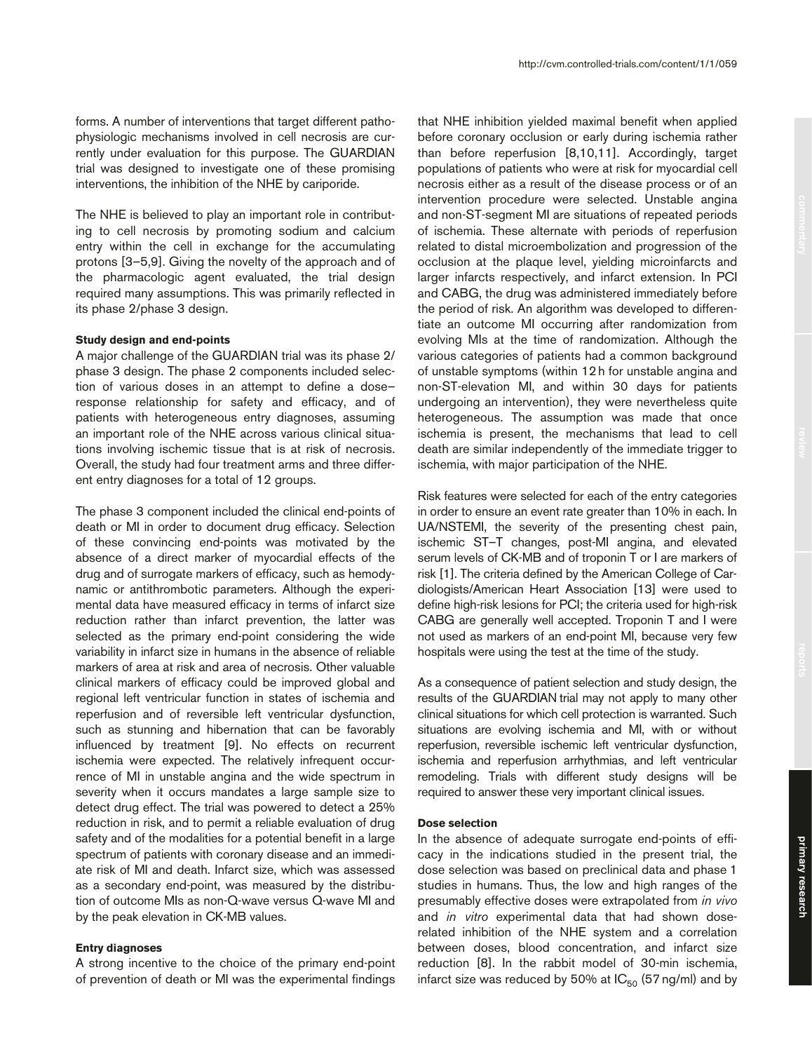forms. A number of interventions that target different pathophysiologic mechanisms involved in cell necrosis are currently under evaluation for this purpose. The GUARDIAN trial was designed to investigate one of these promising interventions, the inhibition of the NHE by cariporide.

The NHE is believed to play an important role in contributing to cell necrosis by promoting sodium and calcium entry within the cell in exchange for the accumulating protons [3–5,9]. Giving the novelty of the approach and of the pharmacologic agent evaluated, the trial design required many assumptions. This was primarily reflected in its phase 2/phase 3 design.

#### Study design and end-points

A major challenge of the GUARDIAN trial was its phase 2/phase 3 design. The phase 2 components included selection of various doses in an attempt to define a dose–response relationship for safety and efficacy, and of patients with heterogeneous entry diagnoses, assuming an important role of the NHE across various clinical situations involving ischemic tissue that is at risk of necrosis. Overall, the study had four treatment arms and three different entry diagnoses for a total of 12 groups.

The phase 3 component included the clinical end-points of death or MI in order to document drug efficacy. Selection of these convincing end-points was motivated by the absence of a direct marker of myocardial effects of the drug and of surrogate markers of efficacy, such as hemodynamic or antithrombotic parameters. Although the experimental data have measured efficacy in terms of infarct size reduction rather than infarct prevention, the latter was selected as the primary end-point considering the wide variability in infarct size in humans in the absence of reliable markers of area at risk and area of necrosis. Other valuable clinical markers of efficacy could be improved global and regional left ventricular function in states of ischemia and reperfusion and of reversible left ventricular dysfunction, such as stunning and hibernation that can be favorably influenced by treatment [9]. No effects on recurrent ischemia were expected. The relatively infrequent occurrence of MI in unstable angina and the wide spectrum in severity when it occurs mandates a large sample size to detect drug effect. The trial was powered to detect a 25% reduction in risk, and to permit a reliable evaluation of drug safety and of the modalities for a potential benefit in a large spectrum of patients with coronary disease and an immediate risk of MI and death. Infarct size, which was assessed as a secondary end-point, was measured by the distribution of outcome MIs as non-Q-wave versus Q-wave MI and by the peak elevation in CK-MB values.

#### Entry diagnoses

A strong incentive to the choice of the primary end-point of prevention of death or MI was the experimental findings that NHE inhibition yielded maximal benefit when applied before coronary occlusion or early during ischemia rather than before reperfusion [8,10,11]. Accordingly, target populations of patients who were at risk for myocardial cell necrosis either as a result of the disease process or of an intervention procedure were selected. Unstable angina and non-ST-segment MI are situations of repeated periods of ischemia. These alternate with periods of reperfusion related to distal microembolization and progression of the occlusion at the plaque level, yielding microinfarcts and larger infarcts respectively, and infarct extension. In PCI and CABG, the drug was administered immediately before the period of risk. An algorithm was developed to differentiate an outcome MI occurring after randomization from evolving MIs at the time of randomization. Although the various categories of patients had a common background of unstable symptoms (within 12 h for unstable angina and non-ST-elevation MI, and within 30 days for patients undergoing an intervention), they were nevertheless quite heterogeneous. The assumption was made that once ischemia is present, the mechanisms that lead to cell death are similar independently of the immediate trigger to ischemia, with major participation of the NHE.

Risk features were selected for each of the entry categories in order to ensure an event rate greater than 10% in each. In UA/NSTEMI, the severity of the presenting chest pain, ischemic ST–T changes, post-MI angina, and elevated serum levels of CK-MB and of troponin T or I are markers of risk [1]. The criteria defined by the American College of Cardiologists/American Heart Association [13] were used to define high-risk lesions for PCI; the criteria used for high-risk CABG are generally well accepted. Troponin T and I were not used as markers of an end-point MI, because very few hospitals were using the test at the time of the study.

As a consequence of patient selection and study design, the results of the GUARDIAN trial may not apply to many other clinical situations for which cell protection is warranted. Such situations are evolving ischemia and MI, with or without reperfusion, reversible ischemic left ventricular dysfunction, ischemia and reperfusion arrhythmias, and left ventricular remodeling. Trials with different study designs will be required to answer these very important clinical issues.

#### Dose selection

In the absence of adequate surrogate end-points of efficacy in the indications studied in the present trial, the dose selection was based on preclinical data and phase 1 studies in humans. Thus, the low and high ranges of the presumably effective doses were extrapolated from *in vivo* and *in vitro* experimental data that had shown dose-related inhibition of the NHE system and a correlation between doses, blood concentration, and infarct size reduction [8]. In the rabbit model of 30-min ischemia, infarct size was reduced by 50% at $IC_{50}$ (57 ng/ml) and by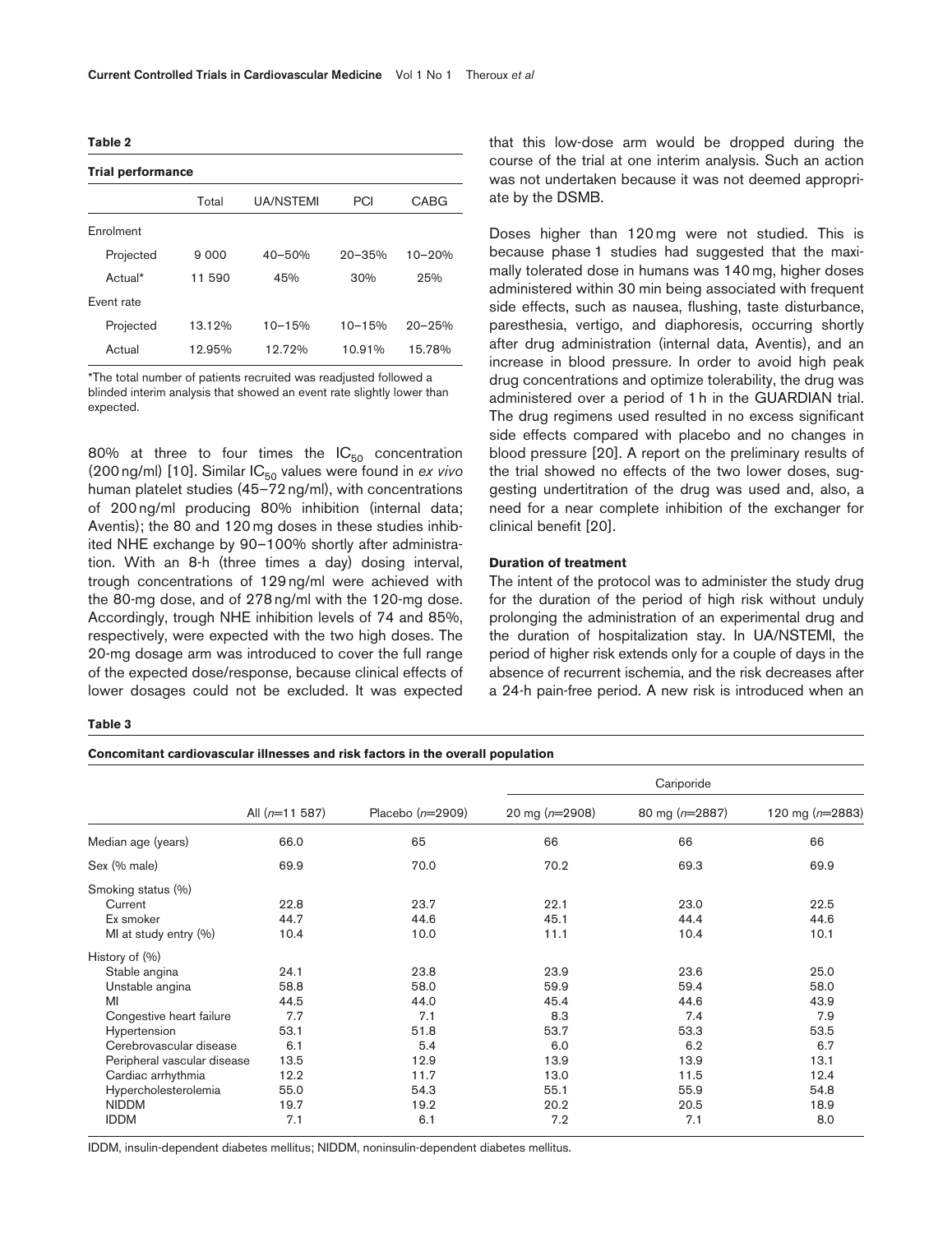**Table 2**

**Trial performance**

| | Total | UA/NSTEMI | PCI | CABG |
|---|---|---|---|---|
| Enrolment | | | | |
| Projected | 9 000 | 40–50% | 20–35% | 10–20% |
| Actual* | 11 590 | 45% | 30% | 25% |
| Event rate | | | | |
| Projected | 13.12% | 10–15% | 10–15% | 20–25% |
| Actual | 12.95% | 12.72% | 10.91% | 15.78% |

*The total number of patients recruited was readjusted followed a blinded interim analysis that showed an event rate slightly lower than expected.

80% at three to four times the $IC_{50}$ concentration (200 ng/ml) [10]. Similar $IC_{50}$ values were found in *ex vivo* human platelet studies (45–72 ng/ml), with concentrations of 200 ng/ml producing 80% inhibition (internal data; Aventis); the 80 and 120 mg doses in these studies inhibited NHE exchange by 90–100% shortly after administration. With an 8-h (three times a day) dosing interval, trough concentrations of 129 ng/ml were achieved with the 80-mg dose, and of 278 ng/ml with the 120-mg dose. Accordingly, trough NHE inhibition levels of 74 and 85%, respectively, were expected with the two high doses. The 20-mg dosage arm was introduced to cover the full range of the expected dose/response, because clinical effects of lower dosages could not be excluded. It was expected that this low-dose arm would be dropped during the course of the trial at one interim analysis. Such an action was not undertaken because it was not deemed appropriate by the DSMB.

Doses higher than 120 mg were not studied. This is because phase 1 studies had suggested that the maximally tolerated dose in humans was 140 mg, higher doses administered within 30 min being associated with frequent side effects, such as nausea, flushing, taste disturbance, paresthesia, vertigo, and diaphoresis, occurring shortly after drug administration (internal data, Aventis), and an increase in blood pressure. In order to avoid high peak drug concentrations and optimize tolerability, the drug was administered over a period of 1 h in the GUARDIAN trial. The drug regimens used resulted in no excess significant side effects compared with placebo and no changes in blood pressure [20]. A report on the preliminary results of the trial showed no effects of the two lower doses, suggesting undertitration of the drug was used and, also, a need for a near complete inhibition of the exchanger for clinical benefit [20].

### Duration of treatment

The intent of the protocol was to administer the study drug for the duration of the period of high risk without unduly prolonging the administration of an experimental drug and the duration of hospitalization stay. In UA/NSTEMI, the period of higher risk extends only for a couple of days in the absence of recurrent ischemia, and the risk decreases after a 24-h pain-free period. A new risk is introduced when an

**Table 3**

**Concomitant cardiovascular illnesses and risk factors in the overall population**

| | | | Cariporide | | |
|---|---|---|---|---|---|
| | All (*n*=11 587) | Placebo (*n*=2909) | 20 mg (*n*=2908) | 80 mg (*n*=2887) | 120 mg (*n*=2883) |
| Median age (years) | 66.0 | 65 | 66 | 66 | 66 |
| Sex (% male) | 69.9 | 70.0 | 70.2 | 69.3 | 69.9 |
| Smoking status (%) | | | | | |
| Current | 22.8 | 23.7 | 22.1 | 23.0 | 22.5 |
| Ex smoker | 44.7 | 44.6 | 45.1 | 44.4 | 44.6 |
| MI at study entry (%) | 10.4 | 10.0 | 11.1 | 10.4 | 10.1 |
| History of (%) | | | | | |
| Stable angina | 24.1 | 23.8 | 23.9 | 23.6 | 25.0 |
| Unstable angina | 58.8 | 58.0 | 59.9 | 59.4 | 58.0 |
| MI | 44.5 | 44.0 | 45.4 | 44.6 | 43.9 |
| Congestive heart failure | 7.7 | 7.1 | 8.3 | 7.4 | 7.9 |
| Hypertension | 53.1 | 51.8 | 53.7 | 53.3 | 53.5 |
| Cerebrovascular disease | 6.1 | 5.4 | 6.0 | 6.2 | 6.7 |
| Peripheral vascular disease | 13.5 | 12.9 | 13.9 | 13.9 | 13.1 |
| Cardiac arrhythmia | 12.2 | 11.7 | 13.0 | 11.5 | 12.4 |
| Hypercholesterolemia | 55.0 | 54.3 | 55.1 | 55.9 | 54.8 |
| NIDDM | 19.7 | 19.2 | 20.2 | 20.5 | 18.9 |
| IDDM | 7.1 | 6.1 | 7.2 | 7.1 | 8.0 |

IDDM, insulin-dependent diabetes mellitus; NIDDM, noninsulin-dependent diabetes mellitus.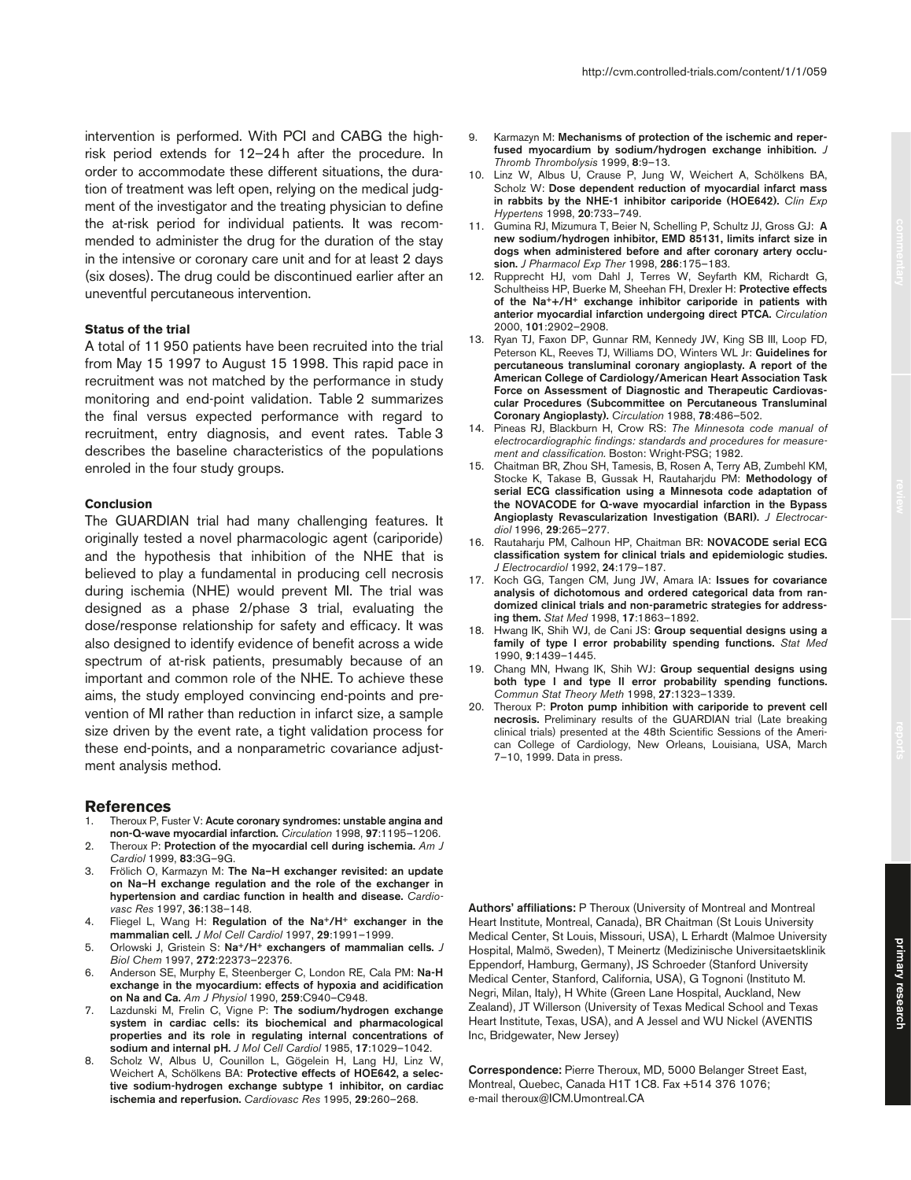intervention is performed. With PCI and CABG the high-risk period extends for 12–24 h after the procedure. In order to accommodate these different situations, the duration of treatment was left open, relying on the medical judgment of the investigator and the treating physician to define the at-risk period for individual patients. It was recommended to administer the drug for the duration of the stay in the intensive or coronary care unit and for at least 2 days (six doses). The drug could be discontinued earlier after an uneventful percutaneous intervention.

### Status of the trial

A total of 11 950 patients have been recruited into the trial from May 15 1997 to August 15 1998. This rapid pace in recruitment was not matched by the performance in study monitoring and end-point validation. Table 2 summarizes the final versus expected performance with regard to recruitment, entry diagnosis, and event rates. Table 3 describes the baseline characteristics of the populations enroled in the four study groups.

### Conclusion

The GUARDIAN trial had many challenging features. It originally tested a novel pharmacologic agent (cariporide) and the hypothesis that inhibition of the NHE that is believed to play a fundamental in producing cell necrosis during ischemia (NHE) would prevent MI. The trial was designed as a phase 2/phase 3 trial, evaluating the dose/response relationship for safety and efficacy. It was also designed to identify evidence of benefit across a wide spectrum of at-risk patients, presumably because of an important and common role of the NHE. To achieve these aims, the study employed convincing end-points and prevention of MI rather than reduction in infarct size, a sample size driven by the event rate, a tight validation process for these end-points, and a nonparametric covariance adjustment analysis method.

## References

1. Theroux P, Fuster V: **Acute coronary syndromes: unstable angina and non-Q-wave myocardial infarction.** *Circulation* 1998, **97**:1195–1206.
2. Theroux P: **Protection of the myocardial cell during ischemia.** *Am J Cardiol* 1999, **83**:3G–9G.
3. Frölich O, Karmazyn M: **The Na–H exchanger revisited: an update on Na–H exchange regulation and the role of the exchanger in hypertension and cardiac function in health and disease.** *Cardiovasc Res* 1997, **36**:138–148.
4. Fliegel L, Wang H: **Regulation of the Na+/H+ exchanger in the mammalian cell.** *J Mol Cell Cardiol* 1997, **29**:1991–1999.
5. Orlowski J, Gristein S: **Na+/H+ exchangers of mammalian cells.** *J Biol Chem* 1997, **272**:22373–22376.
6. Anderson SE, Murphy E, Steenberger C, London RE, Cala PM: **Na-H exchange in the myocardium: effects of hypoxia and acidification on Na and Ca.** *Am J Physiol* 1990, **259**:C940–C948.
7. Lazdunski M, Frelin C, Vigne P: **The sodium/hydrogen exchange system in cardiac cells: its biochemical and pharmacological properties and its role in regulating internal concentrations of sodium and internal pH.** *J Mol Cell Cardiol* 1985, **17**:1029–1042.
8. Scholz W, Albus U, Counillon L, Gögelein H, Lang HJ, Linz W, Weichert A, Schölkens BA: **Protective effects of HOE642, a selective sodium-hydrogen exchange subtype 1 inhibitor, on cardiac ischemia and reperfusion.** *Cardiovasc Res* 1995, **29**:260–268.
9. Karmazyn M: **Mechanisms of protection of the ischemic and reperfused myocardium by sodium/hydrogen exchange inhibition.** *J Thromb Thrombolysis* 1999, **8**:9–13.
10. Linz W, Albus U, Crause P, Jung W, Weichert A, Schölkens BA, Scholz W: **Dose dependent reduction of myocardial infarct mass in rabbits by the NHE-1 inhibitor cariporide (HOE642).** *Clin Exp Hypertens* 1998, **20**:733–749.
11. Gumina RJ, Mizumura T, Beier N, Schelling P, Schultz JJ, Gross GJ: **A new sodium/hydrogen inhibitor, EMD 85131, limits infarct size in dogs when administered before and after coronary artery occlusion.** *J Pharmacol Exp Ther* 1998, **286**:175–183.
12. Rupprecht HJ, vom Dahl J, Terres W, Seyfarth KM, Richardt G, Schultheiss HP, Buerke M, Sheehan FH, Drexler H: **Protective effects of the Na++/H+ exchange inhibitor cariporide in patients with anterior myocardial infarction undergoing direct PTCA.** *Circulation* 2000, **101**:2902–2908.
13. Ryan TJ, Faxon DP, Gunnar RM, Kennedy JW, King SB III, Loop FD, Peterson KL, Reeves TJ, Williams DO, Winters WL Jr: **Guidelines for percutaneous transluminal coronary angioplasty. A report of the American College of Cardiology/American Heart Association Task Force on Assessment of Diagnostic and Therapeutic Cardiovascular Procedures (Subcommittee on Percutaneous Transluminal Coronary Angioplasty).** *Circulation* 1988, **78**:486–502.
14. Pineas RJ, Blackburn H, Crow RS: *The Minnesota code manual of electrocardiographic findings: standards and procedures for measurement and classification.* Boston: Wright-PSG; 1982.
15. Chaitman BR, Zhou SH, Tamesis, B, Rosen A, Terry AB, Zumbehl KM, Stocke K, Takase B, Gussak H, Rautaharjdu PM: **Methodology of serial ECG classification using a Minnesota code adaptation of the NOVACODE for Q-wave myocardial infarction in the Bypass Angioplasty Revascularization Investigation (BARI).** *J Electrocardiol* 1996, **29**:265–277.
16. Rautaharju PM, Calhoun HP, Chaitman BR: **NOVACODE serial ECG classification system for clinical trials and epidemiologic studies.** *J Electrocardiol* 1992, **24**:179–187.
17. Koch GG, Tangen CM, Jung JW, Amara IA: **Issues for covariance analysis of dichotomous and ordered categorical data from randomized clinical trials and non-parametric strategies for addressing them.** *Stat Med* 1998, **17**:1863–1892.
18. Hwang IK, Shih WJ, de Cani JS: **Group sequential designs using a family of type I error probability spending functions.** *Stat Med* 1990, **9**:1439–1445.
19. Chang MN, Hwang IK, Shih WJ: **Group sequential designs using both type I and type II error probability spending functions.** *Commun Stat Theory Meth* 1998, **27**:1323–1339.
20. Theroux P: **Proton pump inhibition with cariporide to prevent cell necrosis.** Preliminary results of the GUARDIAN trial (Late breaking clinical trials) presented at the 48th Scientific Sessions of the American College of Cardiology, New Orleans, Louisiana, USA, March 7–10, 1999. Data in press.

**Authors' affiliations:** P Theroux (University of Montreal and Montreal Heart Institute, Montreal, Canada), BR Chaitman (St Louis University Medical Center, St Louis, Missouri, USA), L Erhardt (Malmoe University Hospital, Malmö, Sweden), T Meinertz (Medizinische Universitaetsklinik Eppendorf, Hamburg, Germany), JS Schroeder (Stanford University Medical Center, Stanford, California, USA), G Tognoni (Instituto M. Negri, Milan, Italy), H White (Green Lane Hospital, Auckland, New Zealand), JT Willerson (University of Texas Medical School and Texas Heart Institute, Texas, USA), and A Jessel and WU Nickel (AVENTIS Inc, Bridgewater, New Jersey)

**Correspondence:** Pierre Theroux, MD, 5000 Belanger Street East, Montreal, Quebec, Canada H1T 1C8. Fax +514 376 1076; e-mail theroux@ICM.Umontreal.CA